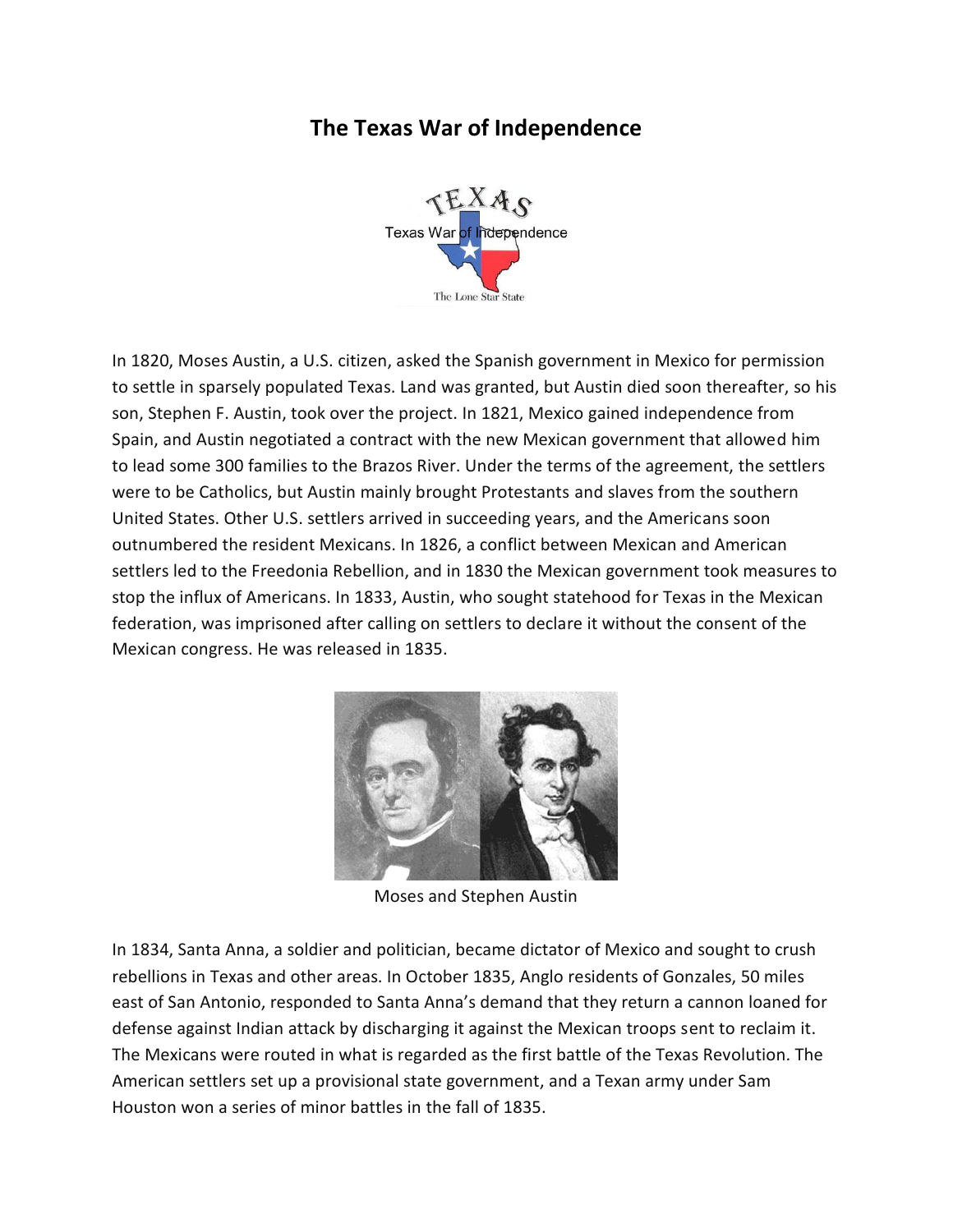# The Texas War of Independence

In 1820, Moses Austin, a U.S. citizen, asked the Spanish government in Mexico for permission to settle in sparsely populated Texas. Land was granted, but Austin died soon thereafter, so his son, Stephen F. Austin, took over the project. In 1821, Mexico gained independence from Spain, and Austin negotiated a contract with the new Mexican government that allowed him to lead some 300 families to the Brazos River. Under the terms of the agreement, the settlers were to be Catholics, but Austin mainly brought Protestants and slaves from the southern United States. Other U.S. settlers arrived in succeeding years, and the Americans soon outnumbered the resident Mexicans. In 1826, a conflict between Mexican and American settlers led to the Freedonia Rebellion, and in 1830 the Mexican government took measures to stop the influx of Americans. In 1833, Austin, who sought statehood for Texas in the Mexican federation, was imprisoned after calling on settlers to declare it without the consent of the Mexican congress. He was released in 1835.

Moses and Stephen Austin

In 1834, Santa Anna, a soldier and politician, became dictator of Mexico and sought to crush rebellions in Texas and other areas. In October 1835, Anglo residents of Gonzales, 50 miles east of San Antonio, responded to Santa Anna's demand that they return a cannon loaned for defense against Indian attack by discharging it against the Mexican troops sent to reclaim it. The Mexicans were routed in what is regarded as the first battle of the Texas Revolution. The American settlers set up a provisional state government, and a Texan army under Sam Houston won a series of minor battles in the fall of 1835.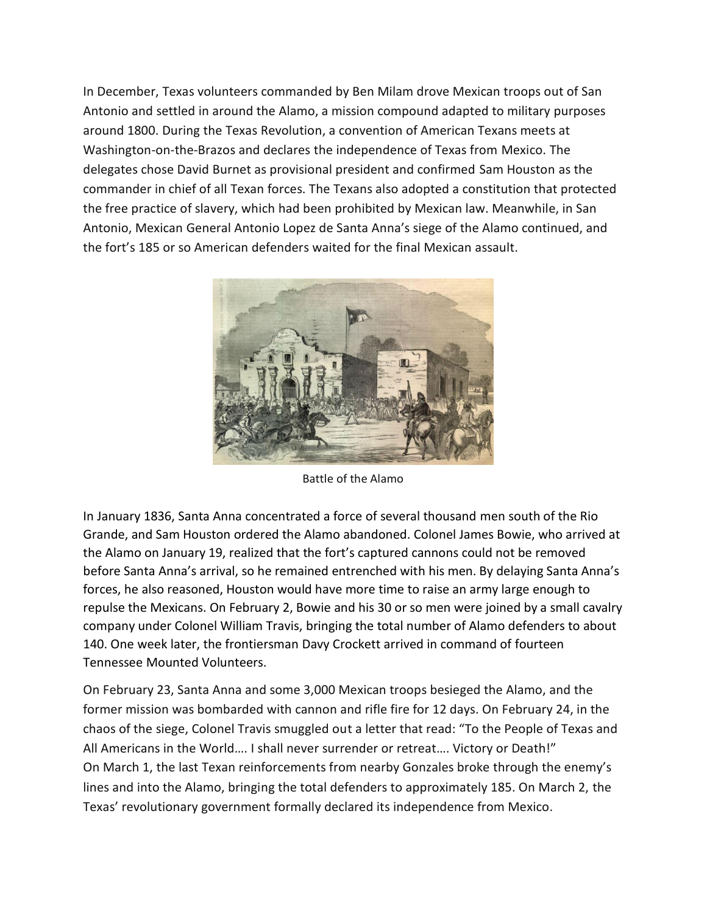In December, Texas volunteers commanded by Ben Milam drove Mexican troops out of San Antonio and settled in around the Alamo, a mission compound adapted to military purposes around 1800. During the Texas Revolution, a convention of American Texans meets at Washington-on-the-Brazos and declares the independence of Texas from Mexico. The delegates chose David Burnet as provisional president and confirmed Sam Houston as the commander in chief of all Texan forces. The Texans also adopted a constitution that protected the free practice of slavery, which had been prohibited by Mexican law. Meanwhile, in San Antonio, Mexican General Antonio Lopez de Santa Anna's siege of the Alamo continued, and the fort's 185 or so American defenders waited for the final Mexican assault.

Battle of the Alamo

In January 1836, Santa Anna concentrated a force of several thousand men south of the Rio Grande, and Sam Houston ordered the Alamo abandoned. Colonel James Bowie, who arrived at the Alamo on January 19, realized that the fort's captured cannons could not be removed before Santa Anna's arrival, so he remained entrenched with his men. By delaying Santa Anna's forces, he also reasoned, Houston would have more time to raise an army large enough to repulse the Mexicans. On February 2, Bowie and his 30 or so men were joined by a small cavalry company under Colonel William Travis, bringing the total number of Alamo defenders to about 140. One week later, the frontiersman Davy Crockett arrived in command of fourteen Tennessee Mounted Volunteers.

On February 23, Santa Anna and some 3,000 Mexican troops besieged the Alamo, and the former mission was bombarded with cannon and rifle fire for 12 days. On February 24, in the chaos of the siege, Colonel Travis smuggled out a letter that read: "To the People of Texas and All Americans in the World…. I shall never surrender or retreat…. Victory or Death!" On March 1, the last Texan reinforcements from nearby Gonzales broke through the enemy's lines and into the Alamo, bringing the total defenders to approximately 185. On March 2, the Texas' revolutionary government formally declared its independence from Mexico.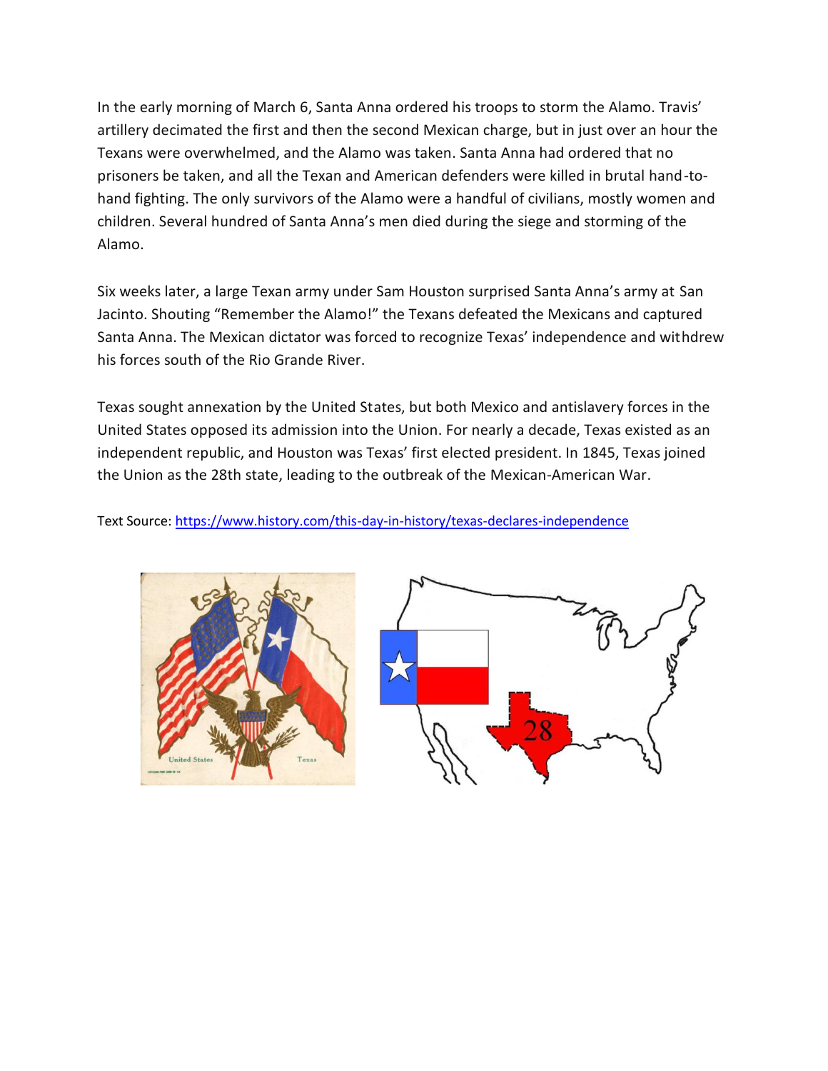In the early morning of March 6, Santa Anna ordered his troops to storm the Alamo. Travis' artillery decimated the first and then the second Mexican charge, but in just over an hour the Texans were overwhelmed, and the Alamo was taken. Santa Anna had ordered that no prisoners be taken, and all the Texan and American defenders were killed in brutal hand-to-hand fighting. The only survivors of the Alamo were a handful of civilians, mostly women and children. Several hundred of Santa Anna's men died during the siege and storming of the Alamo.

Six weeks later, a large Texan army under Sam Houston surprised Santa Anna's army at San Jacinto. Shouting "Remember the Alamo!" the Texans defeated the Mexicans and captured Santa Anna. The Mexican dictator was forced to recognize Texas' independence and withdrew his forces south of the Rio Grande River.

Texas sought annexation by the United States, but both Mexico and antislavery forces in the United States opposed its admission into the Union. For nearly a decade, Texas existed as an independent republic, and Houston was Texas' first elected president. In 1845, Texas joined the Union as the 28th state, leading to the outbreak of the Mexican-American War.

Text Source: https://www.history.com/this-day-in-history/texas-declares-independence